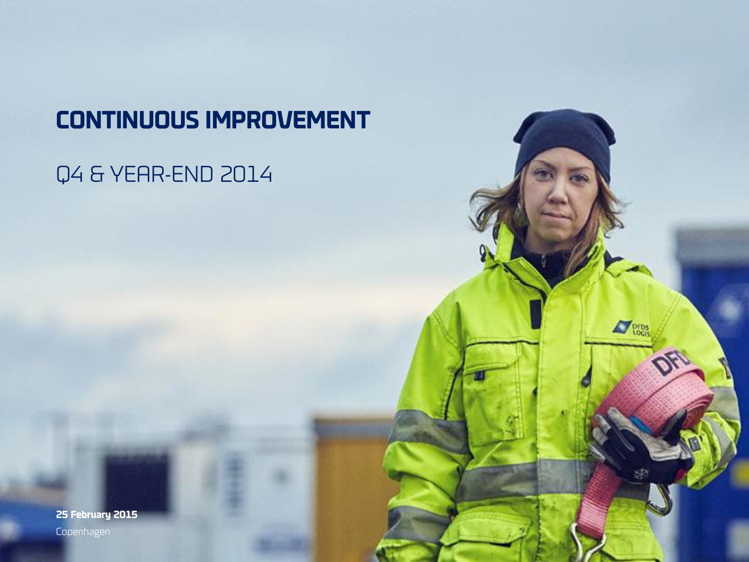# CONTINUOUS IMPROVEMENT

## Q4 & YEAR-END 2014

**25 February 2015**

Copenhagen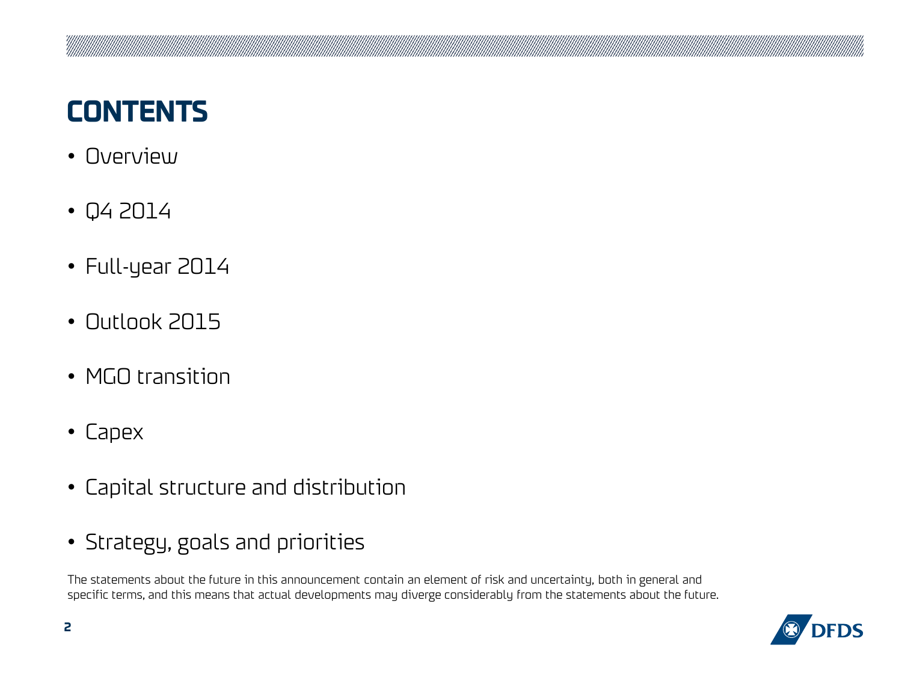# CONTENTS

- Overview
- Q4 2014
- Full-year 2014
- Outlook 2015
- MGO transition
- Capex
- Capital structure and distribution
- Strategy, goals and priorities

The statements about the future in this announcement contain an element of risk and uncertainty, both in general and specific terms, and this means that actual developments may diverge considerably from the statements about the future.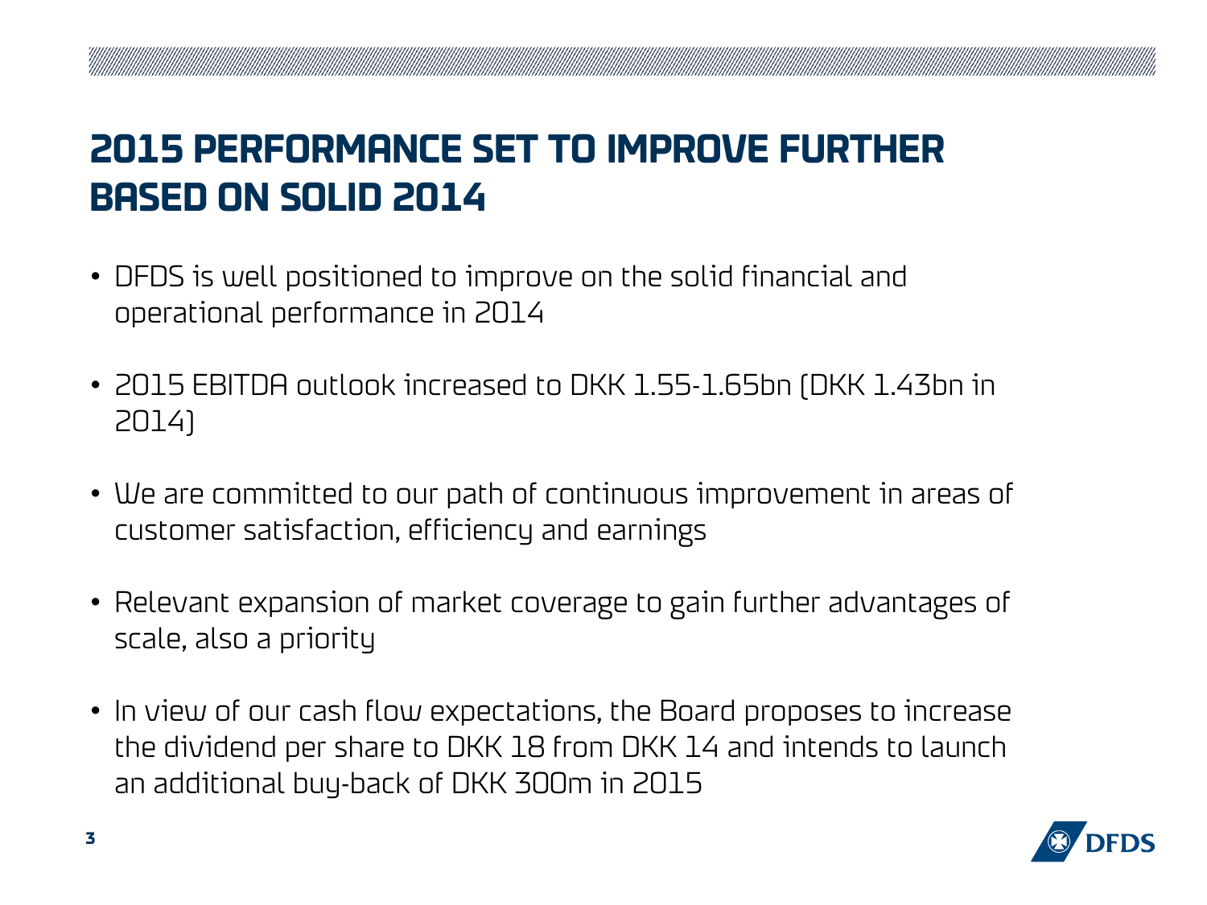# 2015 PERFORMANCE SET TO IMPROVE FURTHER BASED ON SOLID 2014

- DFDS is well positioned to improve on the solid financial and operational performance in 2014
- 2015 EBITDA outlook increased to DKK 1.55-1.65bn (DKK 1.43bn in 2014)
- We are committed to our path of continuous improvement in areas of customer satisfaction, efficiency and earnings
- Relevant expansion of market coverage to gain further advantages of scale, also a priority
- In view of our cash flow expectations, the Board proposes to increase the dividend per share to DKK 18 from DKK 14 and intends to launch an additional buy-back of DKK 300m in 2015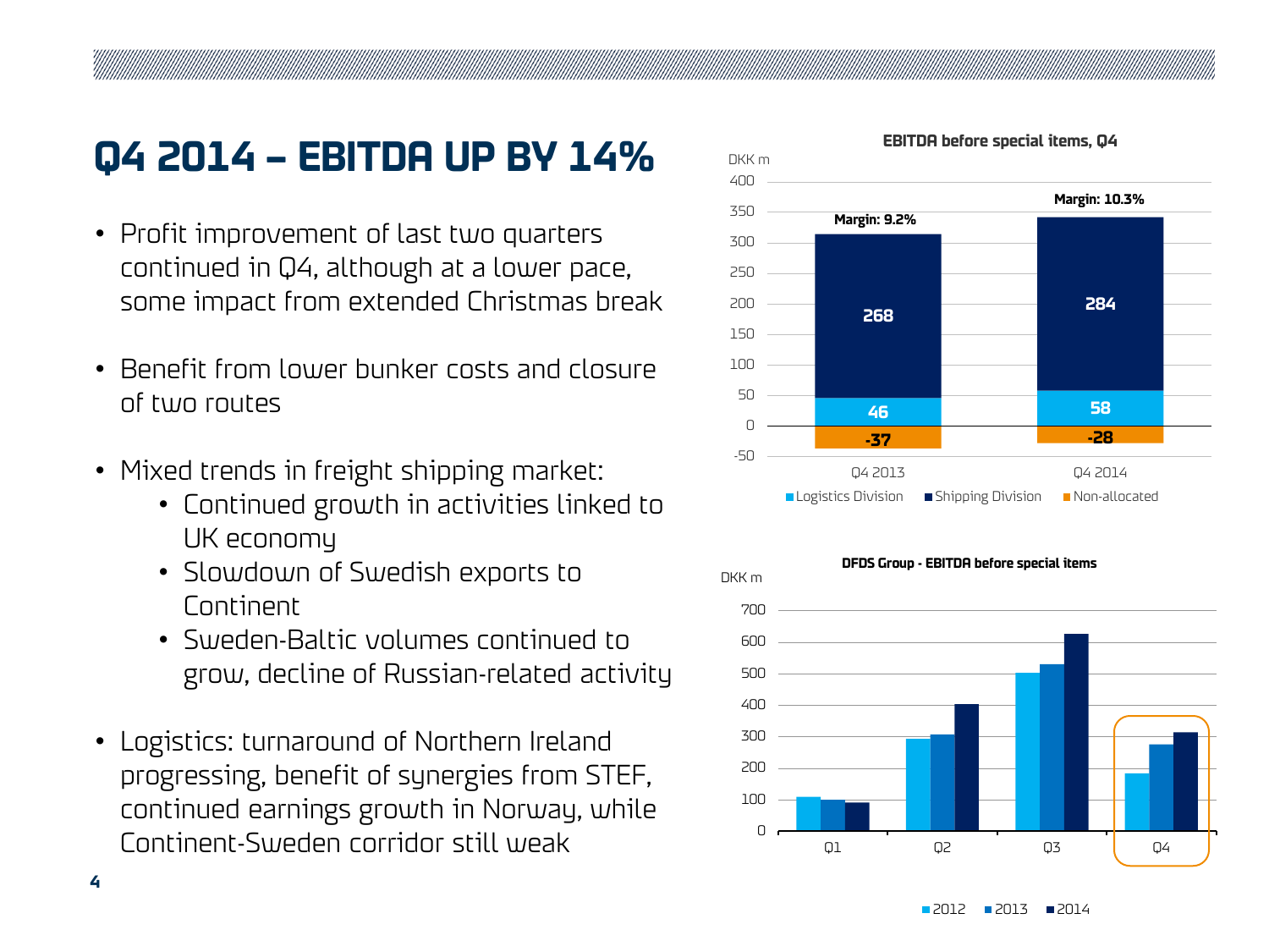# Q4 2014 – EBITDA UP BY 14%

- Profit improvement of last two quarters continued in Q4, although at a lower pace, some impact from extended Christmas break
- Benefit from lower bunker costs and closure of two routes
- Mixed trends in freight shipping market:
  - Continued growth in activities linked to UK economy
  - Slowdown of Swedish exports to Continent
  - Sweden-Baltic volumes continued to grow, decline of Russian-related activity
- Logistics: turnaround of Northern Ireland progressing, benefit of synergies from STEF, continued earnings growth in Norway, while Continent-Sweden corridor still weak

**EBITDA before special items, Q4**

DKK m

| | Q4 2013 | Q4 2014 |
|---|---|---|
| Shipping Division | 268 | 284 |
| Logistics Division | 46 | 58 |
| Non-allocated | -37 | -28 |
| Margin | 9.2% | 10.3% |

**DFDS Group - EBITDA before special items**

DKK m

Legend: 2012, 2013, 2014 (Q1, Q2, Q3, Q4)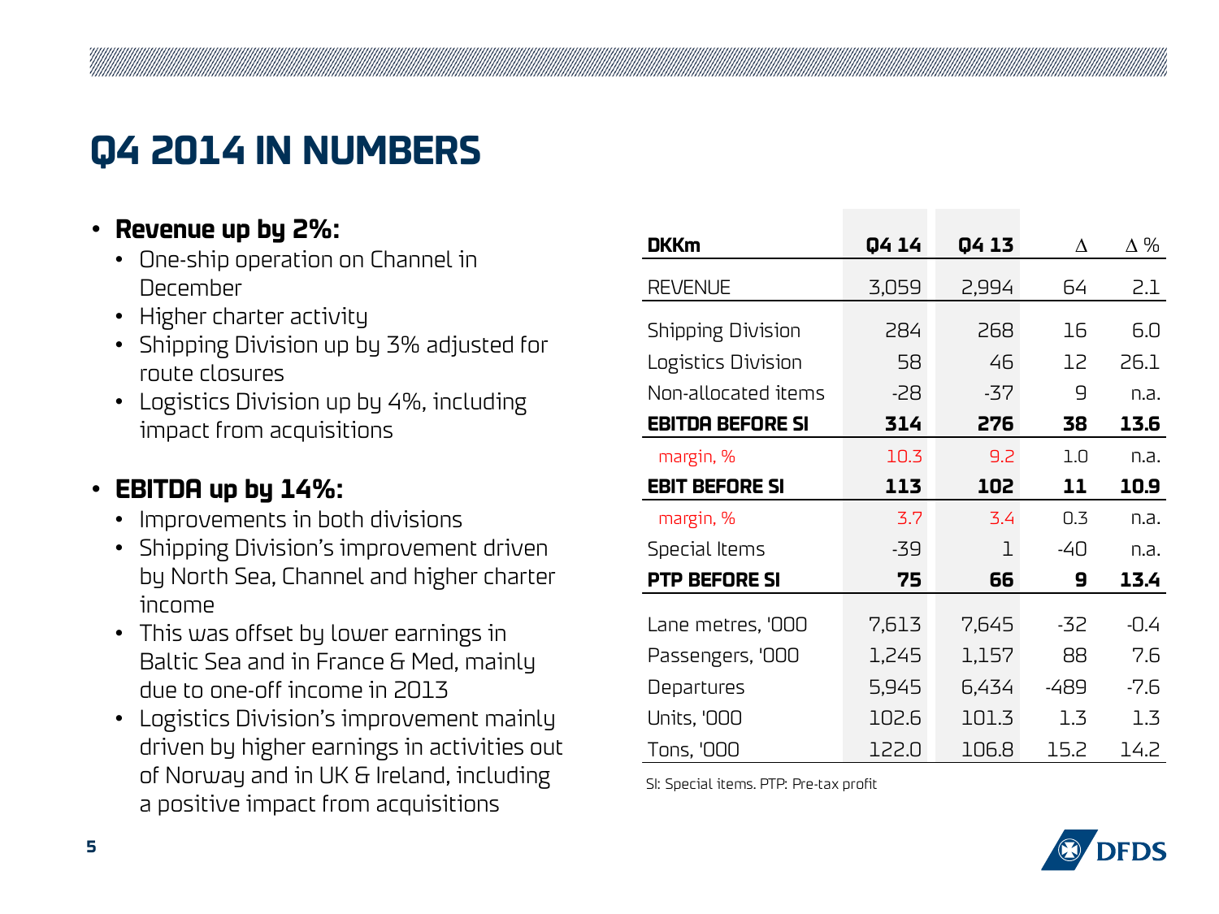# Q4 2014 IN NUMBERS

- **Revenue up by 2%:**
  - One-ship operation on Channel in December
  - Higher charter activity
  - Shipping Division up by 3% adjusted for route closures
  - Logistics Division up by 4%, including impact from acquisitions

- **EBITDA up by 14%:**
  - Improvements in both divisions
  - Shipping Division's improvement driven by North Sea, Channel and higher charter income
  - This was offset by lower earnings in Baltic Sea and in France & Med, mainly due to one-off income in 2013
  - Logistics Division's improvement mainly driven by higher earnings in activities out of Norway and in UK & Ireland, including a positive impact from acquisitions

| DKKm | Q4 14 | Q4 13 | Δ | Δ % |
|---|---|---|---|---|
| REVENUE | 3,059 | 2,994 | 64 | 2.1 |
| Shipping Division | 284 | 268 | 16 | 6.0 |
| Logistics Division | 58 | 46 | 12 | 26.1 |
| Non-allocated items | -28 | -37 | 9 | n.a. |
| **EBITDA BEFORE SI** | **314** | **276** | **38** | **13.6** |
| margin, % | 10.3 | 9.2 | 1.0 | n.a. |
| **EBIT BEFORE SI** | **113** | **102** | **11** | **10.9** |
| margin, % | 3.7 | 3.4 | 0.3 | n.a. |
| Special Items | -39 | 1 | -40 | n.a. |
| **PTP BEFORE SI** | **75** | **66** | **9** | **13.4** |
| Lane metres, '000 | 7,613 | 7,645 | -32 | -0.4 |
| Passengers, '000 | 1,245 | 1,157 | 88 | 7.6 |
| Departures | 5,945 | 6,434 | -489 | -7.6 |
| Units, '000 | 102.6 | 101.3 | 1.3 | 1.3 |
| Tons, '000 | 122.0 | 106.8 | 15.2 | 14.2 |

SI: Special items. PTP: Pre-tax profit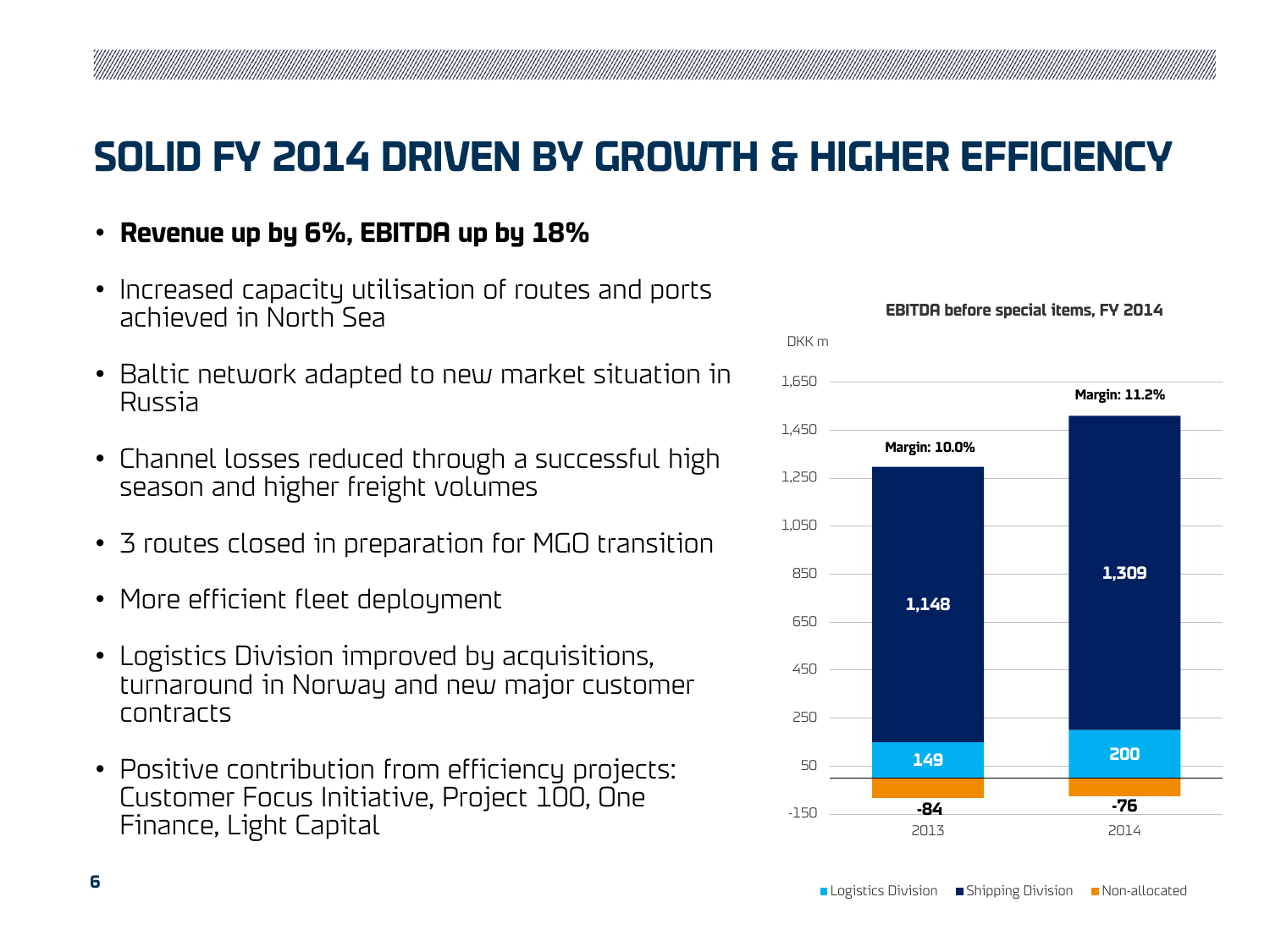# SOLID FY 2014 DRIVEN BY GROWTH & HIGHER EFFICIENCY

- **Revenue up by 6%, EBITDA up by 18%**
- Increased capacity utilisation of routes and ports achieved in North Sea
- Baltic network adapted to new market situation in Russia
- Channel losses reduced through a successful high season and higher freight volumes
- 3 routes closed in preparation for MGO transition
- More efficient fleet deployment
- Logistics Division improved by acquisitions, turnaround in Norway and new major customer contracts
- Positive contribution from efficiency projects: Customer Focus Initiative, Project 100, One Finance, Light Capital

**EBITDA before special items, FY 2014**

DKK m

| | 2013 | 2014 |
|---|---|---|
| Logistics Division | 149 | 200 |
| Shipping Division | 1,148 | 1,309 |
| Non-allocated | -84 | -76 |
| Margin | 10.0% | 11.2% |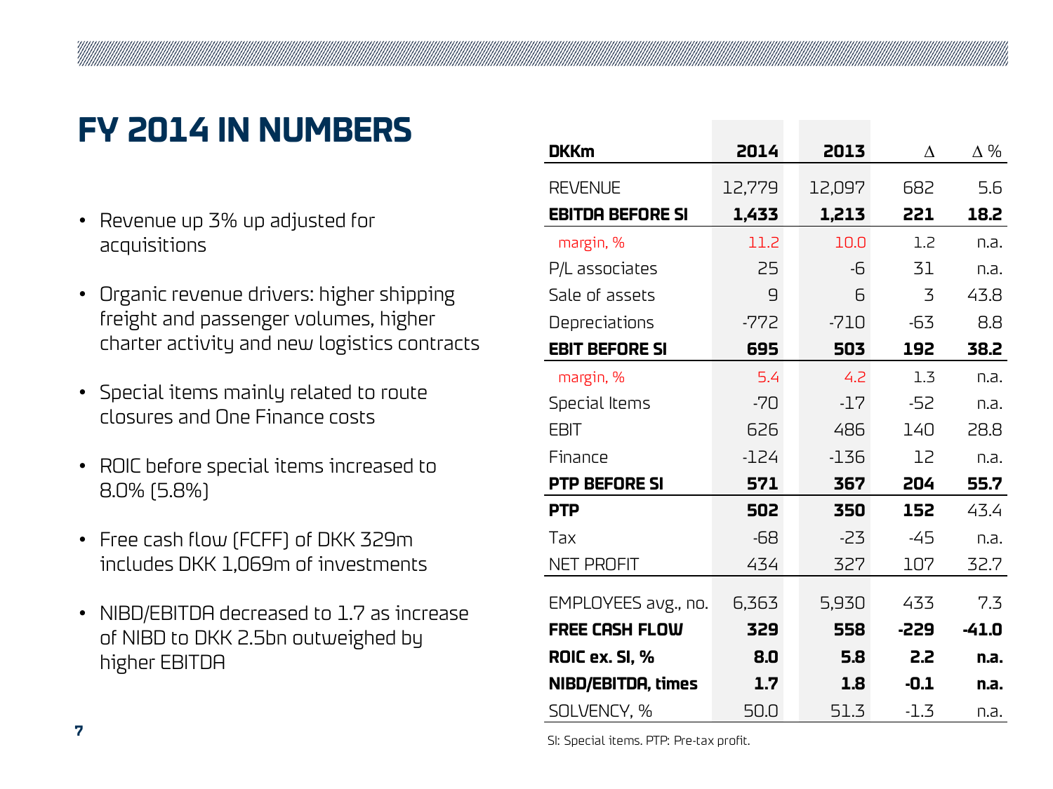# FY 2014 IN NUMBERS

- Revenue up 3% up adjusted for acquisitions
- Organic revenue drivers: higher shipping freight and passenger volumes, higher charter activity and new logistics contracts
- Special items mainly related to route closures and One Finance costs
- ROIC before special items increased to 8.0% (5.8%)
- Free cash flow (FCFF) of DKK 329m includes DKK 1,069m of investments
- NIBD/EBITDA decreased to 1.7 as increase of NIBD to DKK 2.5bn outweighed by higher EBITDA

| DKKm | 2014 | 2013 | Δ | Δ % |
|---|---|---|---|---|
| REVENUE | 12,779 | 12,097 | 682 | 5.6 |
| **EBITDA BEFORE SI** | **1,433** | **1,213** | **221** | **18.2** |
| margin, % | 11.2 | 10.0 | 1.2 | n.a. |
| P/L associates | 25 | -6 | 31 | n.a. |
| Sale of assets | 9 | 6 | 3 | 43.8 |
| Depreciations | -772 | -710 | -63 | 8.8 |
| **EBIT BEFORE SI** | **695** | **503** | **192** | **38.2** |
| margin, % | 5.4 | 4.2 | 1.3 | n.a. |
| Special Items | -70 | -17 | -52 | n.a. |
| EBIT | 626 | 486 | 140 | 28.8 |
| Finance | -124 | -136 | 12 | n.a. |
| **PTP BEFORE SI** | **571** | **367** | **204** | **55.7** |
| **PTP** | **502** | **350** | **152** | 43.4 |
| Tax | -68 | -23 | -45 | n.a. |
| NET PROFIT | 434 | 327 | 107 | 32.7 |
| EMPLOYEES avg., no. | 6,363 | 5,930 | 433 | 7.3 |
| **FREE CASH FLOW** | **329** | **558** | **-229** | **-41.0** |
| **ROIC ex. SI, %** | **8.0** | **5.8** | **2.2** | **n.a.** |
| **NIBD/EBITDA, times** | **1.7** | **1.8** | **-0.1** | **n.a.** |
| SOLVENCY, % | 50.0 | 51.3 | -1.3 | n.a. |

SI: Special items. PTP: Pre-tax profit.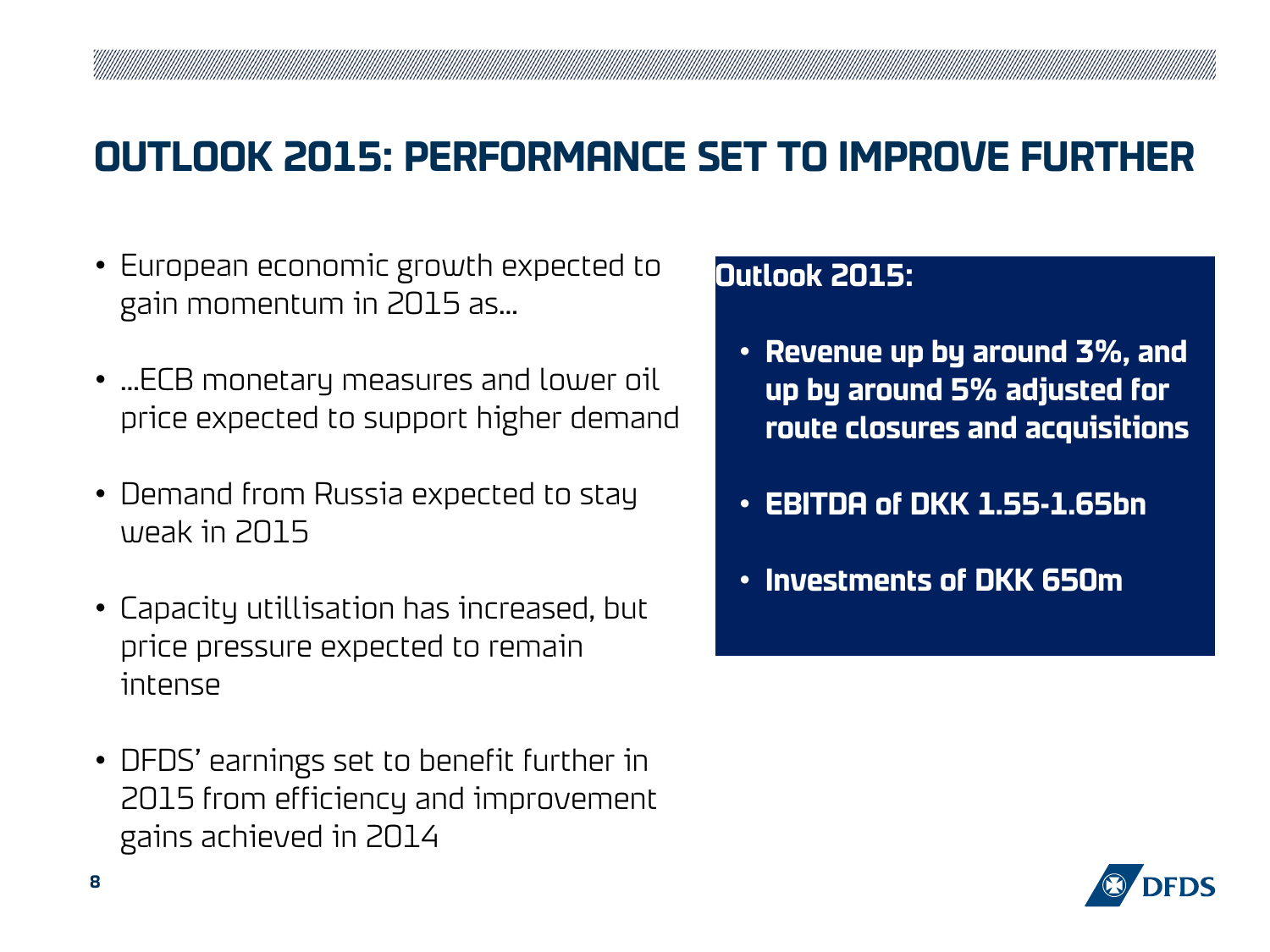# OUTLOOK 2015: PERFORMANCE SET TO IMPROVE FURTHER

- European economic growth expected to gain momentum in 2015 as...
- ...ECB monetary measures and lower oil price expected to support higher demand
- Demand from Russia expected to stay weak in 2015
- Capacity utillisation has increased, but price pressure expected to remain intense
- DFDS' earnings set to benefit further in 2015 from efficiency and improvement gains achieved in 2014

**Outlook 2015:**

- **Revenue up by around 3%, and up by around 5% adjusted for route closures and acquisitions**
- **EBITDA of DKK 1.55-1.65bn**
- **Investments of DKK 650m**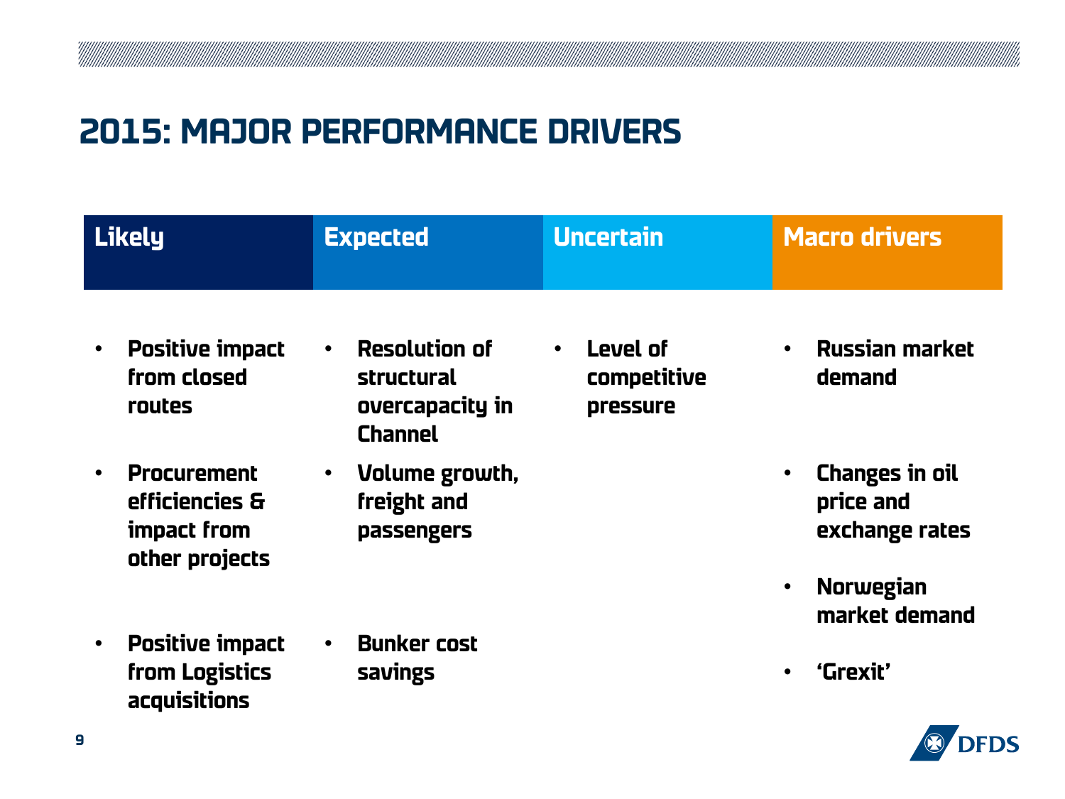# 2015: MAJOR PERFORMANCE DRIVERS

| Likely | Expected | Uncertain | Macro drivers |
|---|---|---|---|
| • Positive impact from closed routes | • Resolution of structural overcapacity in Channel | • Level of competitive pressure | • Russian market demand |
| • Procurement efficiencies & impact from other projects | • Volume growth, freight and passengers | | • Changes in oil price and exchange rates |
| | | | • Norwegian market demand |
| • Positive impact from Logistics acquisitions | • Bunker cost savings | | • 'Grexit' |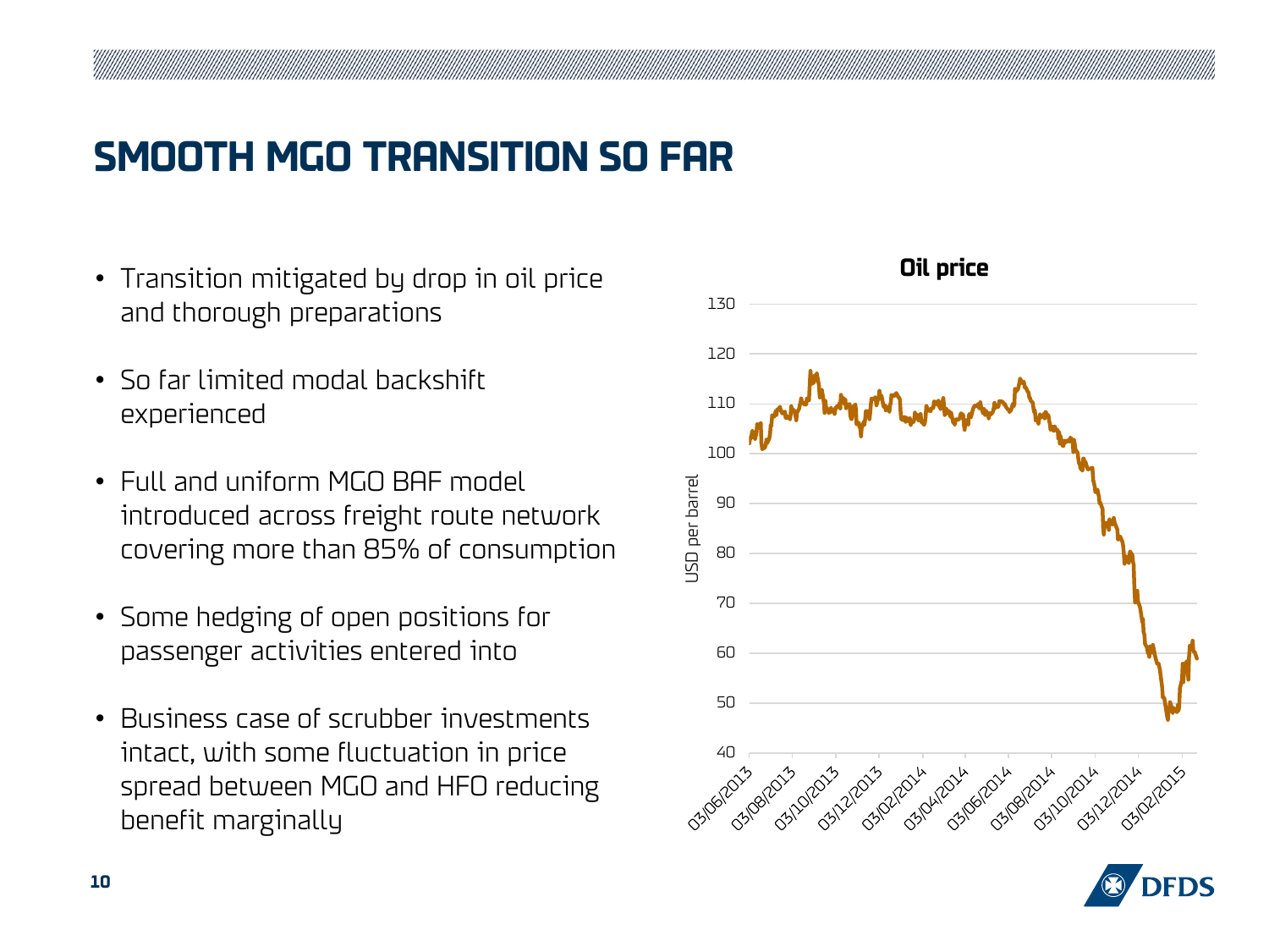# SMOOTH MGO TRANSITION SO FAR

- Transition mitigated by drop in oil price and thorough preparations
- So far limited modal backshift experienced
- Full and uniform MGO BAF model introduced across freight route network covering more than 85% of consumption
- Some hedging of open positions for passenger activities entered into
- Business case of scrubber investments intact, with some fluctuation in price spread between MGO and HFO reducing benefit marginally

**Oil price**

USD per barrel

130
120
110
100
90
80
70
60
50
40

03/06/2013 03/08/2013 03/10/2013 03/12/2013 03/02/2014 03/04/2014 03/06/2014 03/08/2014 03/10/2014 03/12/2014 03/02/2015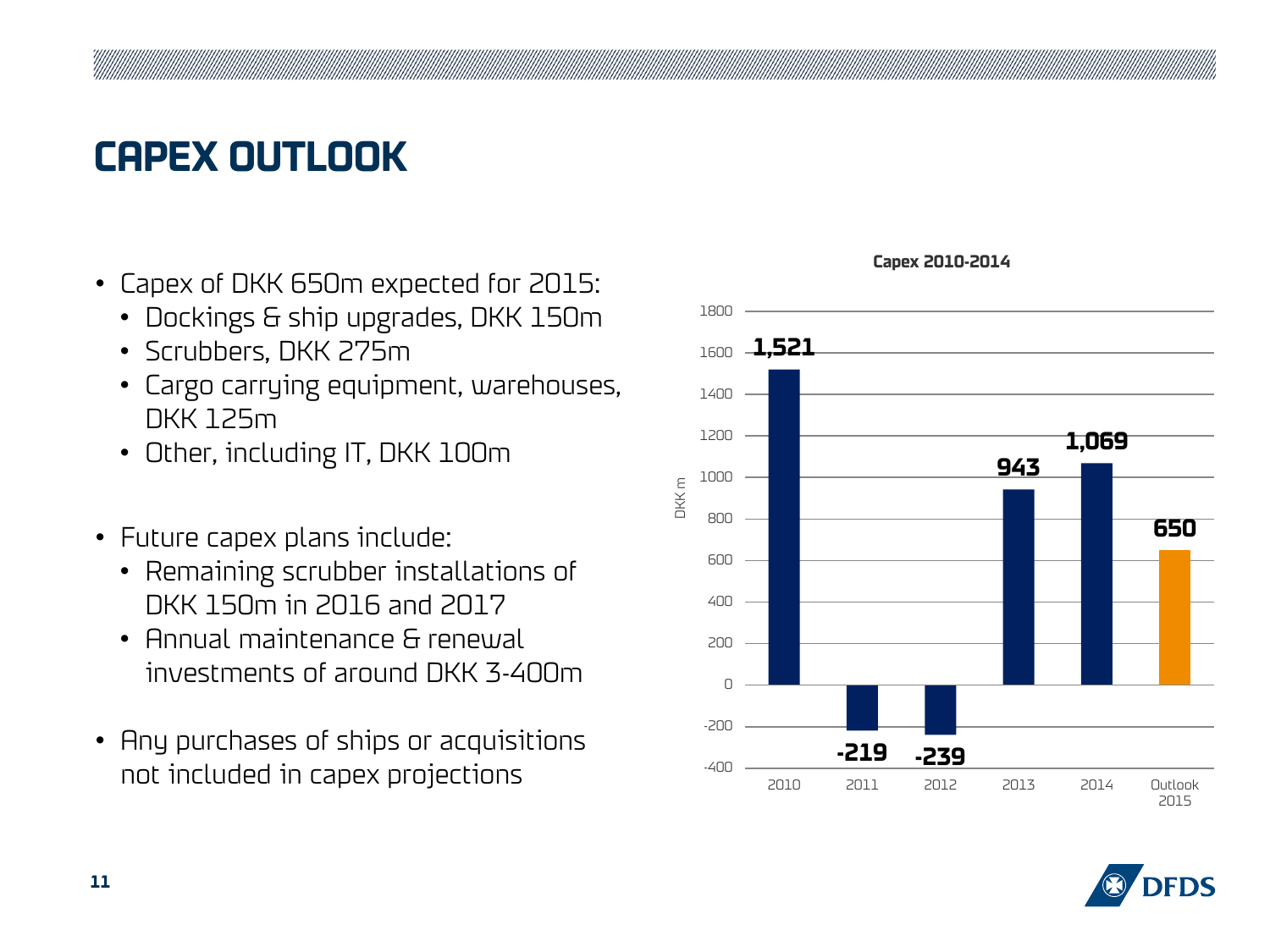# CAPEX OUTLOOK

- Capex of DKK 650m expected for 2015:
  - Dockings & ship upgrades, DKK 150m
  - Scrubbers, DKK 275m
  - Cargo carrying equipment, warehouses, DKK 125m
  - Other, including IT, DKK 100m
- Future capex plans include:
  - Remaining scrubber installations of DKK 150m in 2016 and 2017
  - Annual maintenance & renewal investments of around DKK 3-400m
- Any purchases of ships or acquisitions not included in capex projections

**Capex 2010-2014**

| Year | DKK m |
|---|---|
| 2010 | 1,521 |
| 2011 | -219 |
| 2012 | -239 |
| 2013 | 943 |
| 2014 | 1,069 |
| Outlook 2015 | 650 |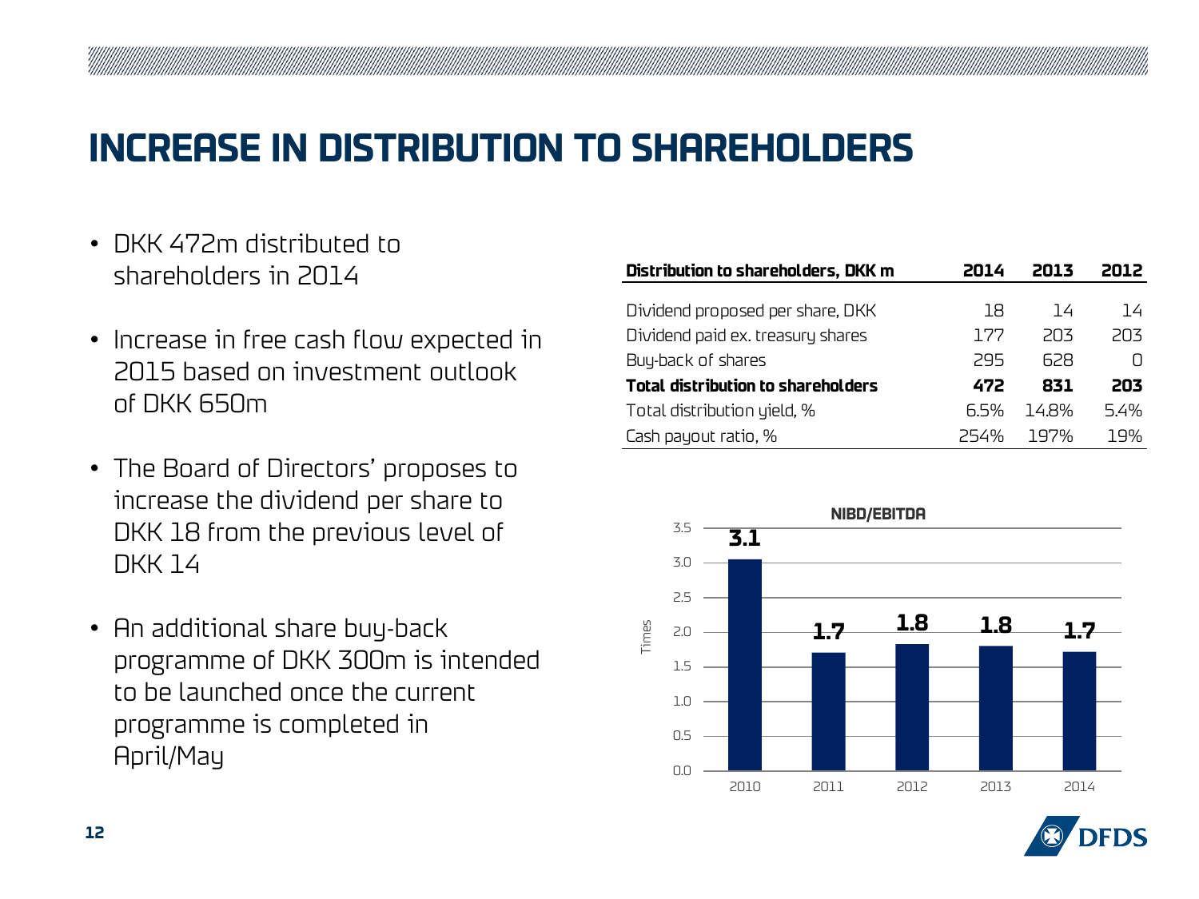# INCREASE IN DISTRIBUTION TO SHAREHOLDERS

- DKK 472m distributed to shareholders in 2014
- Increase in free cash flow expected in 2015 based on investment outlook of DKK 650m
- The Board of Directors' proposes to increase the dividend per share to DKK 18 from the previous level of DKK 14
- An additional share buy-back programme of DKK 300m is intended to be launched once the current programme is completed in April/May

| Distribution to shareholders, DKK m | 2014 | 2013 | 2012 |
| --- | --- | --- | --- |
| Dividend proposed per share, DKK | 18 | 14 | 14 |
| Dividend paid ex. treasury shares | 177 | 203 | 203 |
| Buy-back of shares | 295 | 628 | 0 |
| **Total distribution to shareholders** | **472** | **831** | **203** |
| Total distribution yield, % | 6.5% | 14.8% | 5.4% |
| Cash payout ratio, % | 254% | 197% | 19% |

**NIBD/EBITDA**

| Year | 2010 | 2011 | 2012 | 2013 | 2014 |
| --- | --- | --- | --- | --- | --- |
| Times | 3.1 | 1.7 | 1.8 | 1.8 | 1.7 |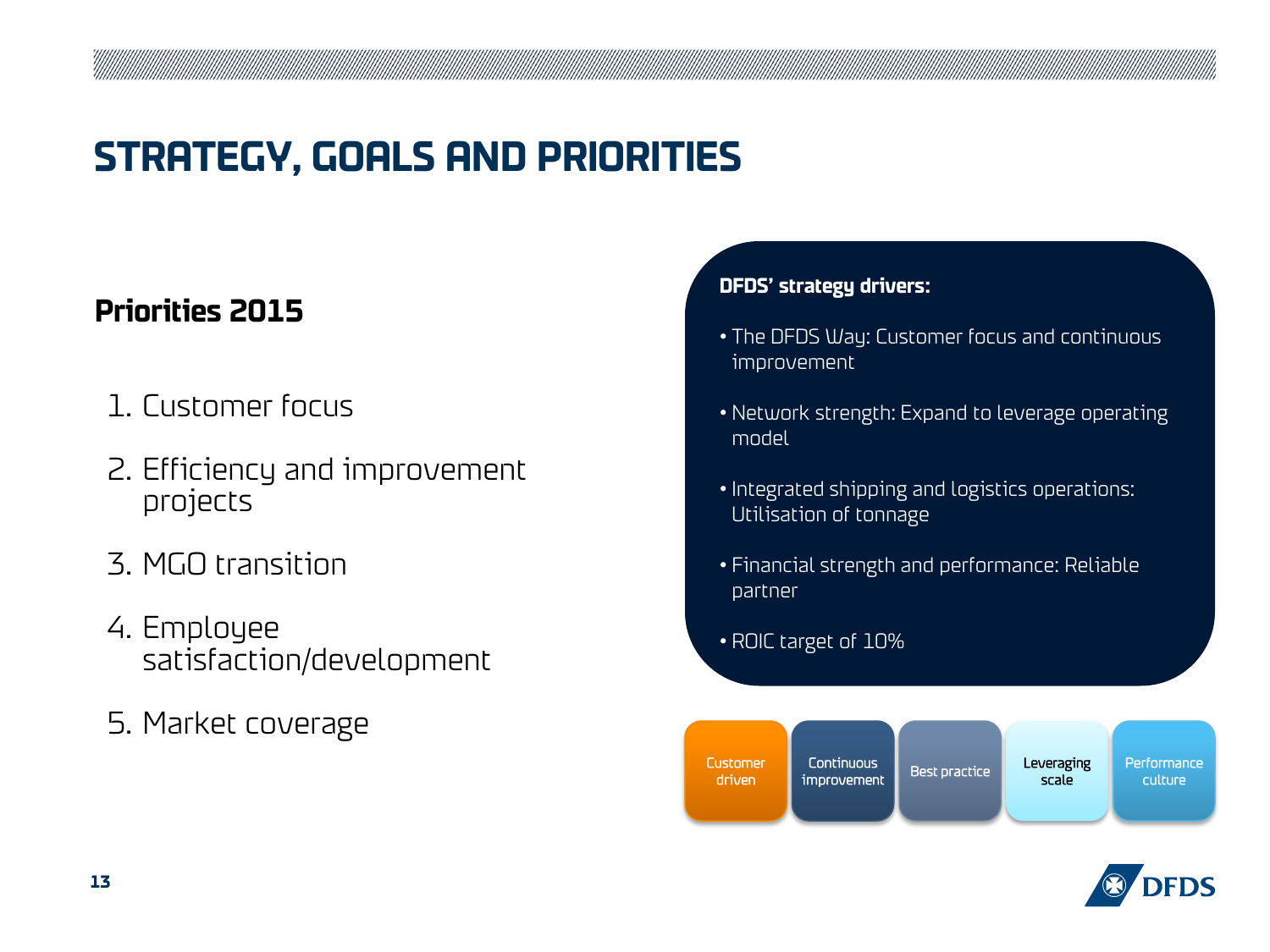# STRATEGY, GOALS AND PRIORITIES

## Priorities 2015

1. Customer focus
2. Efficiency and improvement projects
3. MGO transition
4. Employee satisfaction/development
5. Market coverage

**DFDS' strategy drivers:**

- The DFDS Way: Customer focus and continuous improvement
- Network strength: Expand to leverage operating model
- Integrated shipping and logistics operations: Utilisation of tonnage
- Financial strength and performance: Reliable partner
- ROIC target of 10%

Customer driven | Continuous improvement | Best practice | Leveraging scale | Performance culture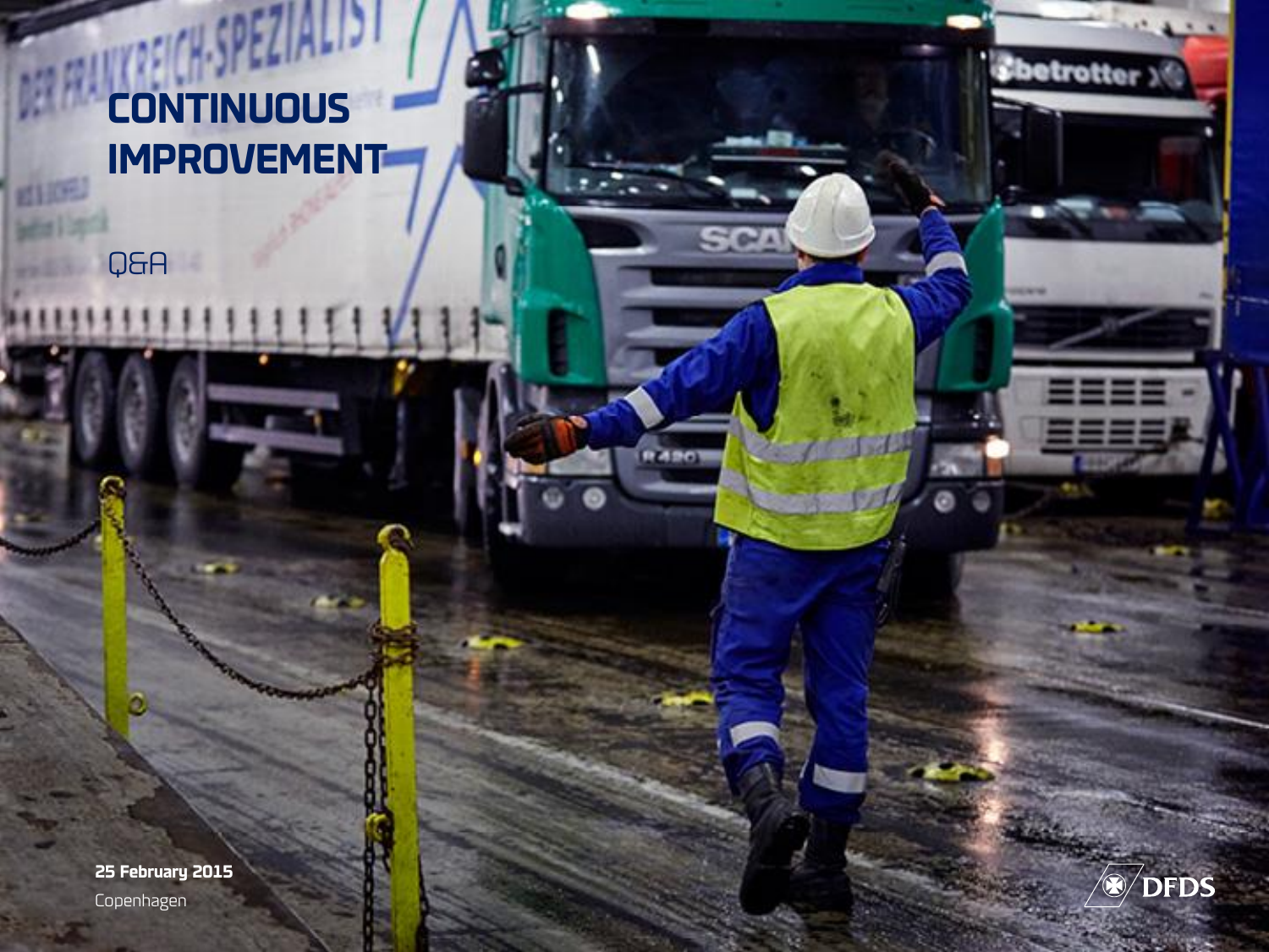# CONTINUOUS IMPROVEMENT

Q&A

**25 February 2015**

Copenhagen